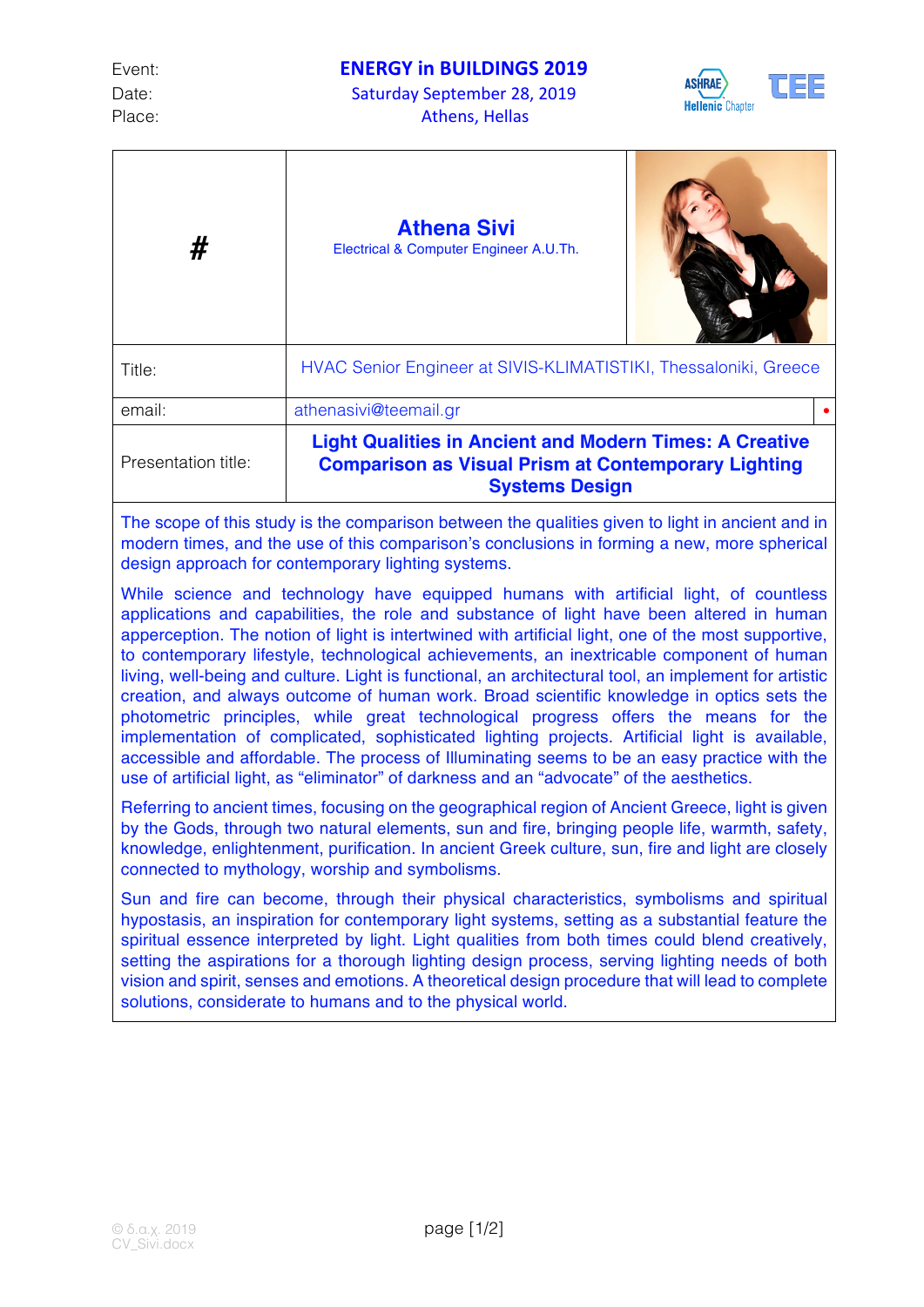| | |
|---|---|
| Event: | **ENERGY in BUILDINGS 2019** |
| Date: | Saturday September 28, 2019 |
| Place: | Athens, Hellas |

ASHRAE Hellenic Chapter TEE

| | | |
|---|---|---|
| # | **Athena Sivi**<br>Electrical & Computer Engineer A.U.Th. | |
| Title: | HVAC Senior Engineer at SIVIS-KLIMATISTIKI, Thessaloniki, Greece | |
| email: | athenasivi@teemail.gr | • |
| Presentation title: | **Light Qualities in Ancient and Modern Times: A Creative Comparison as Visual Prism at Contemporary Lighting Systems Design** | |

The scope of this study is the comparison between the qualities given to light in ancient and in modern times, and the use of this comparison's conclusions in forming a new, more spherical design approach for contemporary lighting systems.

While science and technology have equipped humans with artificial light, of countless applications and capabilities, the role and substance of light have been altered in human apperception. The notion of light is intertwined with artificial light, one of the most supportive, to contemporary lifestyle, technological achievements, an inextricable component of human living, well-being and culture. Light is functional, an architectural tool, an implement for artistic creation, and always outcome of human work. Broad scientific knowledge in optics sets the photometric principles, while great technological progress offers the means for the implementation of complicated, sophisticated lighting projects. Artificial light is available, accessible and affordable. The process of Illuminating seems to be an easy practice with the use of artificial light, as "eliminator" of darkness and an "advocate" of the aesthetics.

Referring to ancient times, focusing on the geographical region of Ancient Greece, light is given by the Gods, through two natural elements, sun and fire, bringing people life, warmth, safety, knowledge, enlightenment, purification. In ancient Greek culture, sun, fire and light are closely connected to mythology, worship and symbolisms.

Sun and fire can become, through their physical characteristics, symbolisms and spiritual hypostasis, an inspiration for contemporary light systems, setting as a substantial feature the spiritual essence interpreted by light. Light qualities from both times could blend creatively, setting the aspirations for a thorough lighting design process, serving lighting needs of both vision and spirit, senses and emotions. A theoretical design procedure that will lead to complete solutions, considerate to humans and to the physical world.

© δ.α.χ. 2019
CV_Sivi.docx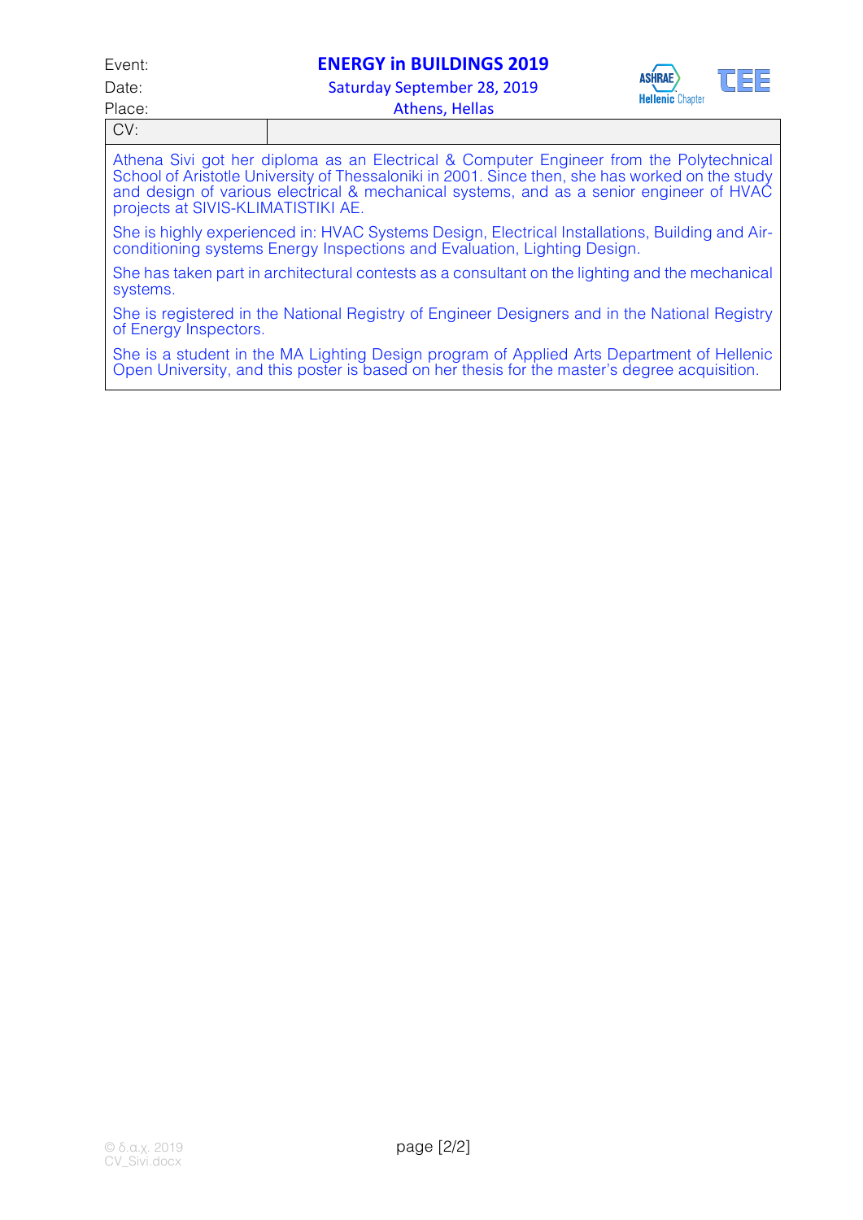| | |
|---|---|
| Event: | **ENERGY in BUILDINGS 2019** |
| Date: | Saturday September 28, 2019 |
| Place: | Athens, Hellas |
| CV: | |

Athena Sivi got her diploma as an Electrical & Computer Engineer from the Polytechnical School of Aristotle University of Thessaloniki in 2001. Since then, she has worked on the study and design of various electrical & mechanical systems, and as a senior engineer of HVAC projects at SIVIS-KLIMATISTIKI AE.

She is highly experienced in: HVAC Systems Design, Electrical Installations, Building and Air-conditioning systems Energy Inspections and Evaluation, Lighting Design.

She has taken part in architectural contests as a consultant on the lighting and the mechanical systems.

She is registered in the National Registry of Engineer Designers and in the National Registry of Energy Inspectors.

She is a student in the MA Lighting Design program of Applied Arts Department of Hellenic Open University, and this poster is based on her thesis for the master's degree acquisition.